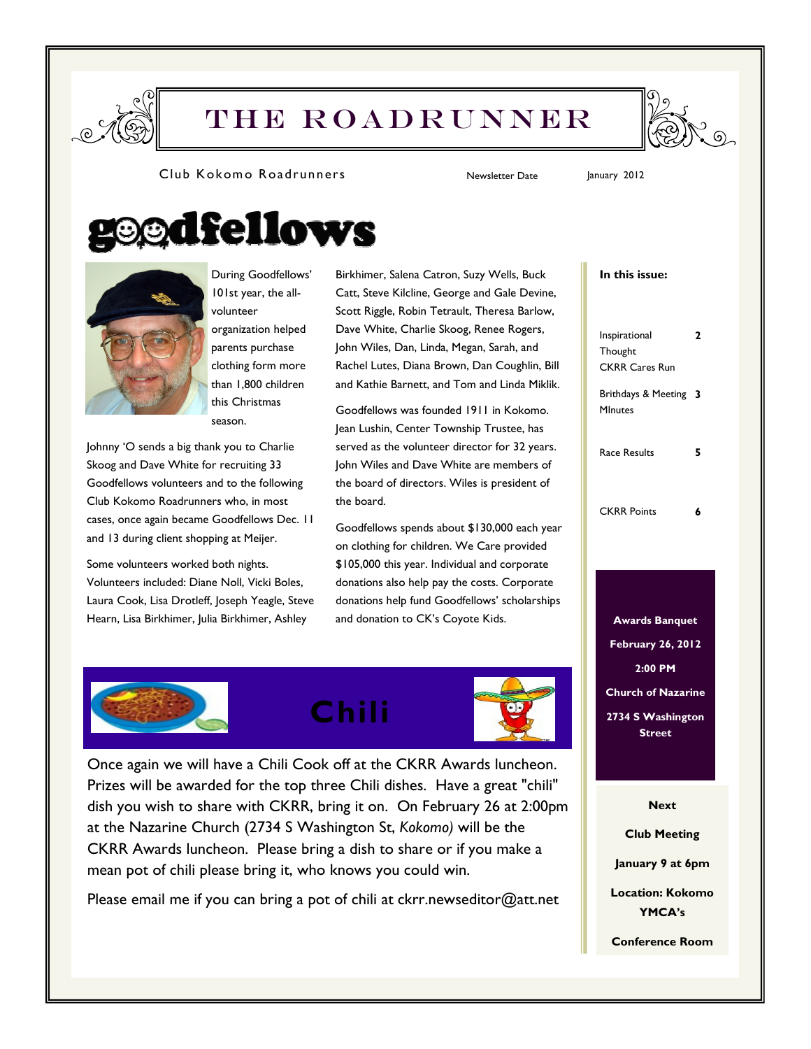# THE ROADRUNNER

Club Kokomo Roadrunners — Newsletter Date: January 2012

## goodfellows

During Goodfellows' 101st year, the all-volunteer organization helped parents purchase clothing form more than 1,800 children this Christmas season.

Johnny 'O sends a big thank you to Charlie Skoog and Dave White for recruiting 33 Goodfellows volunteers and to the following Club Kokomo Roadrunners who, in most cases, once again became Goodfellows Dec. 11 and 13 during client shopping at Meijer.

Some volunteers worked both nights. Volunteers included: Diane Noll, Vicki Boles, Laura Cook, Lisa Drotleff, Joseph Yeagle, Steve Hearn, Lisa Birkhimer, Julia Birkhimer, Ashley Birkhimer, Salena Catron, Suzy Wells, Buck Catt, Steve Kilcline, George and Gale Devine, Scott Riggle, Robin Tetrault, Theresa Barlow, Dave White, Charlie Skoog, Renee Rogers, John Wiles, Dan, Linda, Megan, Sarah, and Rachel Lutes, Diana Brown, Dan Coughlin, Bill and Kathie Barnett, and Tom and Linda Miklik.

Goodfellows was founded 1911 in Kokomo. Jean Lushin, Center Township Trustee, has served as the volunteer director for 32 years. John Wiles and Dave White are members of the board of directors. Wiles is president of the board.

Goodfellows spends about $130,000 each year on clothing for children. We Care provided $105,000 this year. Individual and corporate donations also help pay the costs. Corporate donations help fund Goodfellows' scholarships and donation to CK's Coyote Kids.

## Chili

Once again we will have a Chili Cook off at the CKRR Awards luncheon. Prizes will be awarded for the top three Chili dishes. Have a great "chili" dish you wish to share with CKRR, bring it on. On February 26 at 2:00pm at the Nazarine Church (2734 S Washington St, *Kokomo)* will be the CKRR Awards luncheon. Please bring a dish to share or if you make a mean pot of chili please bring it, who knows you could win.

Please email me if you can bring a pot of chili at ckrr.newseditor@att.net

**In this issue:**

| | |
|---|---|
| Inspirational Thought | 2 |
| CKRR Cares Run | |
| Brithdays & Meeting MInutes | 3 |
| Race Results | 5 |
| CKRR Points | 6 |

**Awards Banquet**

**February 26, 2012**

**2:00 PM**

**Church of Nazarine**

**2734 S Washington Street**

**Next Club Meeting**

**January 9 at 6pm**

**Location: Kokomo YMCA's Conference Room**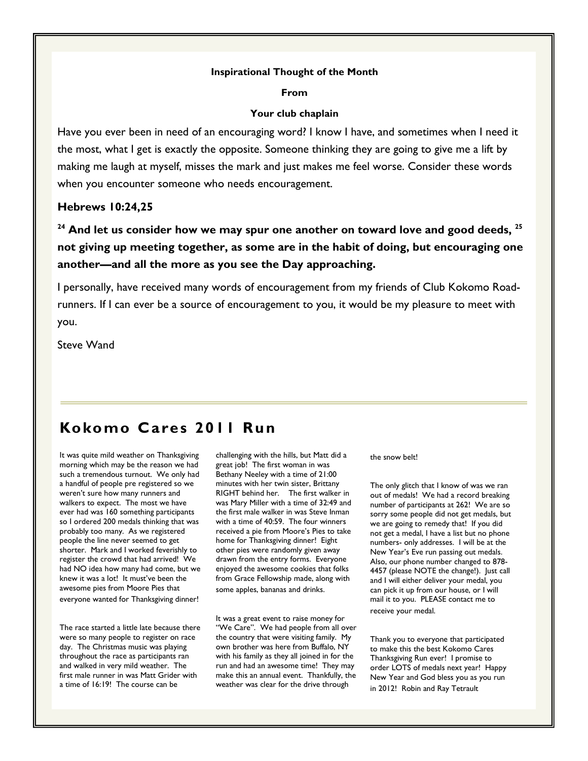**Inspirational Thought of the Month**

**From**

**Your club chaplain**

Have you ever been in need of an encouraging word? I know I have, and sometimes when I need it the most, what I get is exactly the opposite. Someone thinking they are going to give me a lift by making me laugh at myself, misses the mark and just makes me feel worse. Consider these words when you encounter someone who needs encouragement.

**Hebrews 10:24,25**

**[24] And let us consider how we may spur one another on toward love and good deeds, [25] not giving up meeting together, as some are in the habit of doing, but encouraging one another—and all the more as you see the Day approaching.**

I personally, have received many words of encouragement from my friends of Club Kokomo Road-runners. If I can ever be a source of encouragement to you, it would be my pleasure to meet with you.

Steve Wand

# Kokomo Cares 2011 Run

It was quite mild weather on Thanksgiving morning which may be the reason we had such a tremendous turnout. We only had a handful of people pre registered so we weren't sure how many runners and walkers to expect. The most we have ever had was 160 something participants so I ordered 200 medals thinking that was probably too many. As we registered people the line never seemed to get shorter. Mark and I worked feverishly to register the crowd that had arrived! We had NO idea how many had come, but we knew it was a lot! It must've been the awesome pies from Moore Pies that everyone wanted for Thanksgiving dinner!

The race started a little late because there were so many people to register on race day. The Christmas music was playing throughout the race as participants ran and walked in very mild weather. The first male runner in was Matt Grider with a time of 16:19! The course can be challenging with the hills, but Matt did a great job! The first woman in was Bethany Neeley with a time of 21:00 minutes with her twin sister, Brittany RIGHT behind her. The first walker in was Mary Miller with a time of 32:49 and the first male walker in was Steve Inman with a time of 40:59. The four winners received a pie from Moore's Pies to take home for Thanksgiving dinner! Eight other pies were randomly given away drawn from the entry forms. Everyone enjoyed the awesome cookies that folks from Grace Fellowship made, along with some apples, bananas and drinks.

It was a great event to raise money for "We Care". We had people from all over the country that were visiting family. My own brother was here from Buffalo, NY with his family as they all joined in for the run and had an awesome time! They may make this an annual event. Thankfully, the weather was clear for the drive through the snow belt!

The only glitch that I know of was we ran out of medals! We had a record breaking number of participants at 262! We are so sorry some people did not get medals, but we are going to remedy that! If you did not get a medal, I have a list but no phone numbers- only addresses. I will be at the New Year's Eve run passing out medals. Also, our phone number changed to 878-4457 (please NOTE the change!). Just call and I will either deliver your medal, you can pick it up from our house, or I will mail it to you. PLEASE contact me to receive your medal.

Thank you to everyone that participated to make this the best Kokomo Cares Thanksgiving Run ever! I promise to order LOTS of medals next year! Happy New Year and God bless you as you run in 2012! Robin and Ray Tetrault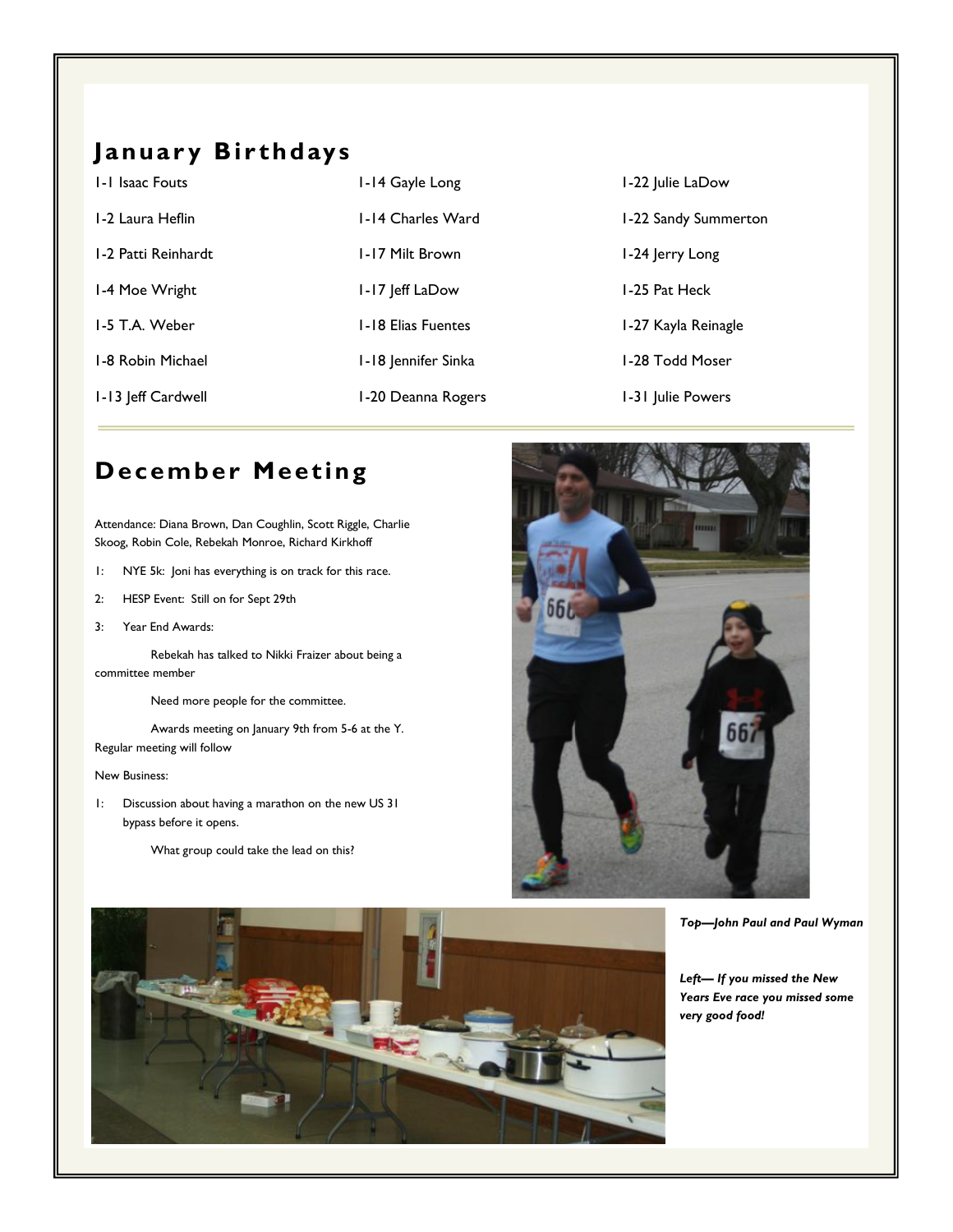## January Birthdays

1-1 Isaac Fouts

1-2 Laura Heflin

1-2 Patti Reinhardt

1-4 Moe Wright

1-5 T.A. Weber

1-8 Robin Michael

1-13 Jeff Cardwell

1-14 Gayle Long

1-14 Charles Ward

1-17 Milt Brown

1-17 Jeff LaDow

1-18 Elias Fuentes

1-18 Jennifer Sinka

1-20 Deanna Rogers

1-22 Julie LaDow

1-22 Sandy Summerton

1-24 Jerry Long

1-25 Pat Heck

1-27 Kayla Reinagle

1-28 Todd Moser

1-31 Julie Powers

## December Meeting

Attendance: Diana Brown, Dan Coughlin, Scott Riggle, Charlie Skoog, Robin Cole, Rebekah Monroe, Richard Kirkhoff

1: NYE 5k: Joni has everything is on track for this race.

2: HESP Event: Still on for Sept 29th

3: Year End Awards:

Rebekah has talked to Nikki Fraizer about being a committee member

Need more people for the committee.

Awards meeting on January 9th from 5-6 at the Y. Regular meeting will follow

New Business:

1: Discussion about having a marathon on the new US 31 bypass before it opens.

What group could take the lead on this?

***Top—John Paul and Paul Wyman***

***Left— If you missed the New Years Eve race you missed some very good food!***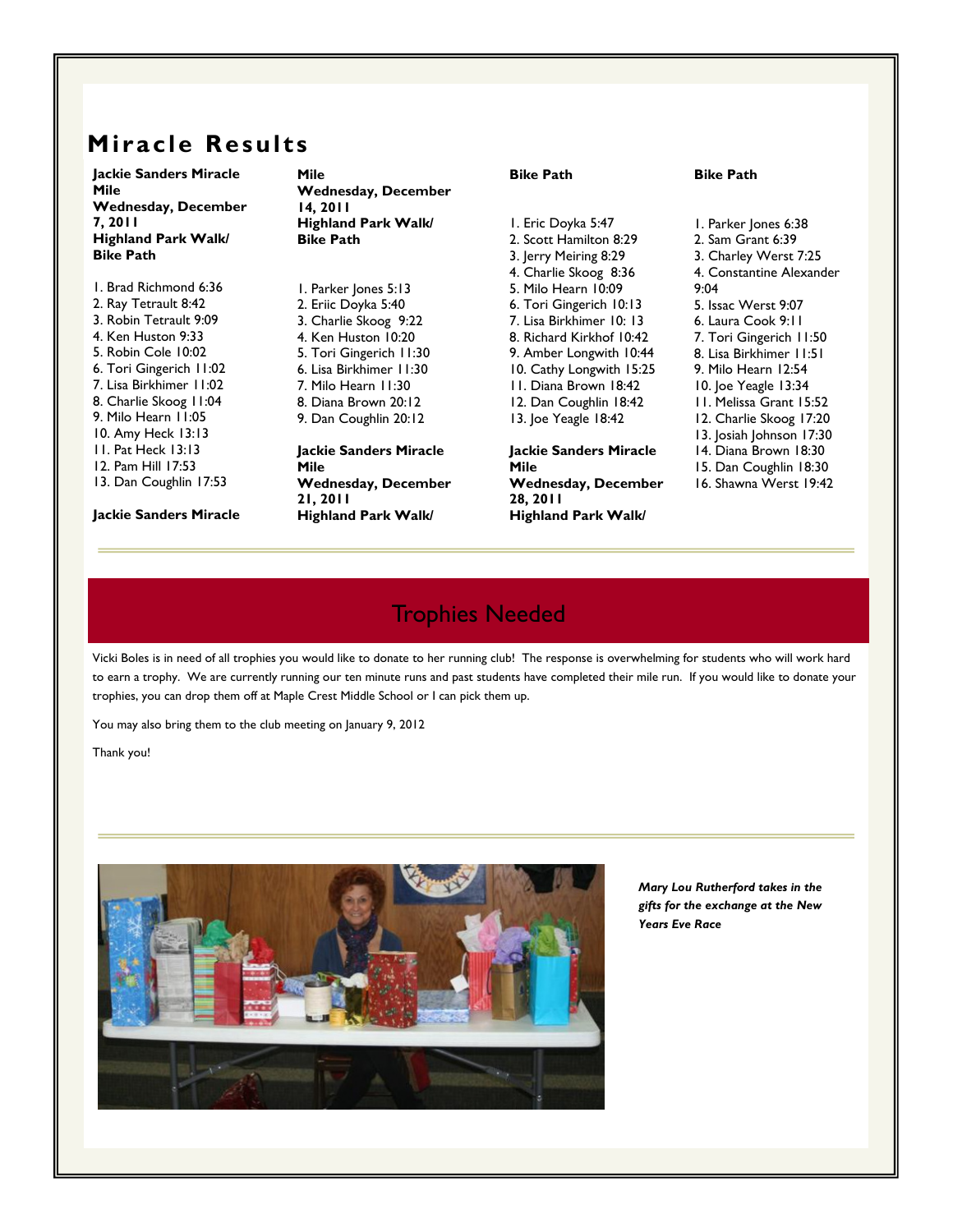# Miracle Results

**Jackie Sanders Miracle Mile**
**Wednesday, December 7, 2011**
**Highland Park Walk/ Bike Path**

1. Brad Richmond 6:36
2. Ray Tetrault 8:42
3. Robin Tetrault 9:09
4. Ken Huston 9:33
5. Robin Cole 10:02
6. Tori Gingerich 11:02
7. Lisa Birkhimer 11:02
8. Charlie Skoog 11:04
9. Milo Hearn 11:05
10. Amy Heck 13:13
11. Pat Heck 13:13
12. Pam Hill 17:53
13. Dan Coughlin 17:53

**Jackie Sanders Miracle Mile**
**Wednesday, December 14, 2011**
**Highland Park Walk/ Bike Path**

1. Parker Jones 5:13
2. Eriic Doyka 5:40
3. Charlie Skoog 9:22
4. Ken Huston 10:20
5. Tori Gingerich 11:30
6. Lisa Birkhimer 11:30
7. Milo Hearn 11:30
8. Diana Brown 20:12
9. Dan Coughlin 20:12

**Jackie Sanders Miracle Mile**
**Wednesday, December 21, 2011**
**Highland Park Walk/ Bike Path**

1. Eric Doyka 5:47
2. Scott Hamilton 8:29
3. Jerry Meiring 8:29
4. Charlie Skoog 8:36
5. Milo Hearn 10:09
6. Tori Gingerich 10:13
7. Lisa Birkhimer 10: 13
8. Richard Kirkhof 10:42
9. Amber Longwith 10:44
10. Cathy Longwith 15:25
11. Diana Brown 18:42
12. Dan Coughlin 18:42
13. Joe Yeagle 18:42

**Jackie Sanders Miracle Mile**
**Wednesday, December 28, 2011**
**Highland Park Walk/ Bike Path**

1. Parker Jones 6:38
2. Sam Grant 6:39
3. Charley Werst 7:25
4. Constantine Alexander 9:04
5. Issac Werst 9:07
6. Laura Cook 9:11
7. Tori Gingerich 11:50
8. Lisa Birkhimer 11:51
9. Milo Hearn 12:54
10. Joe Yeagle 13:34
11. Melissa Grant 15:52
12. Charlie Skoog 17:20
13. Josiah Johnson 17:30
14. Diana Brown 18:30
15. Dan Coughlin 18:30
16. Shawna Werst 19:42

## Trophies Needed

Vicki Boles is in need of all trophies you would like to donate to her running club! The response is overwhelming for students who will work hard to earn a trophy. We are currently running our ten minute runs and past students have completed their mile run. If you would like to donate your trophies, you can drop them off at Maple Crest Middle School or I can pick them up.

You may also bring them to the club meeting on January 9, 2012

Thank you!

***Mary Lou Rutherford takes in the gifts for the exchange at the New Years Eve Race***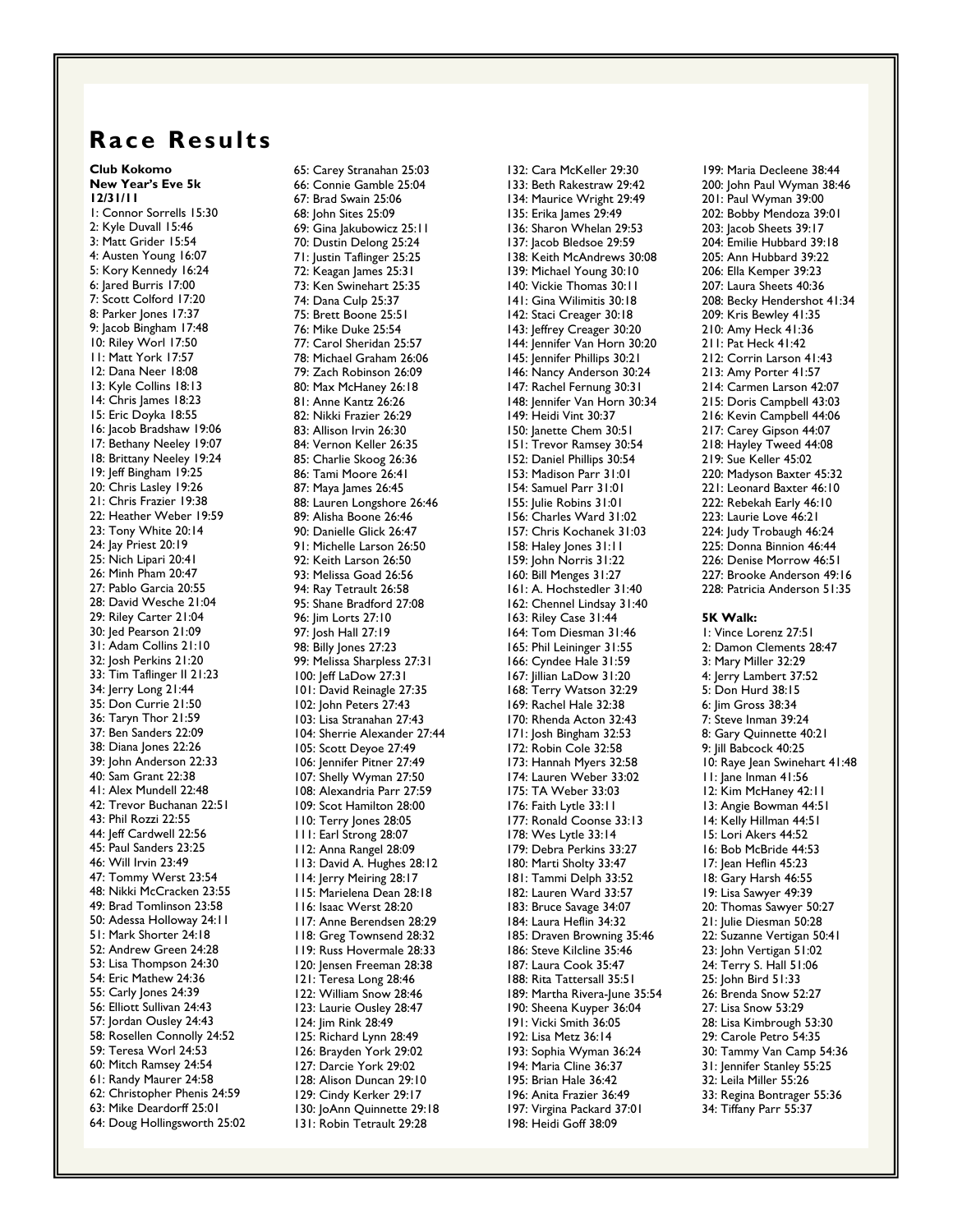# Race Results

**Club Kokomo**
**New Year's Eve 5k**
**12/31/11**

1: Connor Sorrells 15:30
2: Kyle Duvall 15:46
3: Matt Grider 15:54
4: Austen Young 16:07
5: Kory Kennedy 16:24
6: Jared Burris 17:00
7: Scott Colford 17:20
8: Parker Jones 17:37
9: Jacob Bingham 17:48
10: Riley Worl 17:50
11: Matt York 17:57
12: Dana Neer 18:08
13: Kyle Collins 18:13
14: Chris James 18:23
15: Eric Doyka 18:55
16: Jacob Bradshaw 19:06
17: Bethany Neeley 19:07
18: Brittany Neeley 19:24
19: Jeff Bingham 19:25
20: Chris Lasley 19:26
21: Chris Frazier 19:38
22: Heather Weber 19:59
23: Tony White 20:14
24: Jay Priest 20:19
25: Nich Lipari 20:41
26: Minh Pham 20:47
27: Pablo Garcia 20:55
28: David Wesche 21:04
29: Riley Carter 21:04
30: Jed Pearson 21:09
31: Adam Collins 21:10
32: Josh Perkins 21:20
33: Tim Taflinger II 21:23
34: Jerry Long 21:44
35: Don Currie 21:50
36: Taryn Thor 21:59
37: Ben Sanders 22:09
38: Diana Jones 22:26
39: John Anderson 22:33
40: Sam Grant 22:38
41: Alex Mundell 22:48
42: Trevor Buchanan 22:51
43: Phil Rozzi 22:55
44: Jeff Cardwell 22:56
45: Paul Sanders 23:25
46: Will Irvin 23:49
47: Tommy Werst 23:54
48: Nikki McCracken 23:55
49: Brad Tomlinson 23:58
50: Adessa Holloway 24:11
51: Mark Shorter 24:18
52: Andrew Green 24:28
53: Lisa Thompson 24:30
54: Eric Mathew 24:36
55: Carly Jones 24:39
56: Elliott Sullivan 24:43
57: Jordan Ousley 24:43
58: Rosellen Connolly 24:52
59: Teresa Worl 24:53
60: Mitch Ramsey 24:54
61: Randy Maurer 24:58
62: Christopher Phenis 24:59
63: Mike Deardorff 25:01
64: Doug Hollingsworth 25:02
65: Carey Stranahan 25:03
66: Connie Gamble 25:04
67: Brad Swain 25:06
68: John Sites 25:09
69: Gina Jakubowicz 25:11
70: Dustin Delong 25:24
71: Justin Taflinger 25:25
72: Keagan James 25:31
73: Ken Swinehart 25:35
74: Dana Culp 25:37
75: Brett Boone 25:51
76: Mike Duke 25:54
77: Carol Sheridan 25:57
78: Michael Graham 26:06
79: Zach Robinson 26:09
80: Max McHaney 26:18
81: Anne Kantz 26:26
82: Nikki Frazier 26:29
83: Allison Irvin 26:30
84: Vernon Keller 26:35
85: Charlie Skoog 26:36
86: Tami Moore 26:41
87: Maya James 26:45
88: Lauren Longshore 26:46
89: Alisha Boone 26:46
90: Danielle Glick 26:47
91: Michelle Larson 26:50
92: Keith Larson 26:50
93: Melissa Goad 26:56
94: Ray Tetrault 26:58
95: Shane Bradford 27:08
96: Jim Lorts 27:10
97: Josh Hall 27:19
98: Billy Jones 27:23
99: Melissa Sharpless 27:31
100: Jeff LaDow 27:31
101: David Reinagle 27:35
102: John Peters 27:43
103: Lisa Stranahan 27:43
104: Sherrie Alexander 27:44
105: Scott Deyoe 27:49
106: Jennifer Pitner 27:49
107: Shelly Wyman 27:50
108: Alexandria Parr 27:59
109: Scot Hamilton 28:00
110: Terry Jones 28:05
111: Earl Strong 28:07
112: Anna Rangel 28:09
113: David A. Hughes 28:12
114: Jerry Meiring 28:17
115: Marielena Dean 28:18
116: Isaac Werst 28:20
117: Anne Berendsen 28:29
118: Greg Townsend 28:32
119: Russ Hovermale 28:33
120: Jensen Freeman 28:38
121: Teresa Long 28:46
122: William Snow 28:46
123: Laurie Ousley 28:47
124: Jim Rink 28:49
125: Richard Lynn 28:49
126: Brayden York 29:02
127: Darcie York 29:02
128: Alison Duncan 29:10
129: Cindy Kerker 29:17
130: JoAnn Quinnette 29:18
131: Robin Tetrault 29:28
132: Cara McKeller 29:30
133: Beth Rakestraw 29:42
134: Maurice Wright 29:49
135: Erika James 29:49
136: Sharon Whelan 29:53
137: Jacob Bledsoe 29:59
138: Keith McAndrews 30:08
139: Michael Young 30:10
140: Vickie Thomas 30:11
141: Gina Wilimitis 30:18
142: Staci Creager 30:18
143: Jeffrey Creager 30:20
144: Jennifer Van Horn 30:20
145: Jennifer Phillips 30:21
146: Nancy Anderson 30:24
147: Rachel Fernung 30:31
148: Jennifer Van Horn 30:34
149: Heidi Vint 30:37
150: Janette Chem 30:51
151: Trevor Ramsey 30:54
152: Daniel Phillips 30:54
153: Madison Parr 31:01
154: Samuel Parr 31:01
155: Julie Robins 31:01
156: Charles Ward 31:02
157: Chris Kochanek 31:03
158: Haley Jones 31:11
159: John Norris 31:22
160: Bill Menges 31:27
161: A. Hochstedler 31:40
162: Chennel Lindsay 31:40
163: Riley Case 31:44
164: Tom Diesman 31:46
165: Phil Leininger 31:55
166: Cyndee Hale 31:59
167: Jillian LaDow 31:20
168: Terry Watson 32:29
169: Rachel Hale 32:38
170: Rhenda Acton 32:43
171: Josh Bingham 32:53
172: Robin Cole 32:58
173: Hannah Myers 32:58
174: Lauren Weber 33:02
175: TA Weber 33:03
176: Faith Lytle 33:11
177: Ronald Coonse 33:13
178: Wes Lytle 33:14
179: Debra Perkins 33:27
180: Marti Sholty 33:47
181: Tammi Delph 33:52
182: Lauren Ward 33:57
183: Bruce Savage 34:07
184: Laura Heflin 34:32
185: Draven Browning 35:46
186: Steve Kilcline 35:46
187: Laura Cook 35:47
188: Rita Tattersall 35:51
189: Martha Rivera-June 35:54
190: Sheena Kuyper 36:04
191: Vicki Smith 36:05
192: Lisa Metz 36:14
193: Sophia Wyman 36:24
194: Maria Cline 36:37
195: Brian Hale 36:42
196: Anita Frazier 36:49
197: Virgina Packard 37:01
198: Heidi Goff 38:09
199: Maria Decleene 38:44
200: John Paul Wyman 38:46
201: Paul Wyman 39:00
202: Bobby Mendoza 39:01
203: Jacob Sheets 39:17
204: Emilie Hubbard 39:18
205: Ann Hubbard 39:22
206: Ella Kemper 39:23
207: Laura Sheets 40:36
208: Becky Hendershot 41:34
209: Kris Bewley 41:35
210: Amy Heck 41:36
211: Pat Heck 41:42
212: Corrin Larson 41:43
213: Amy Porter 41:57
214: Carmen Larson 42:07
215: Doris Campbell 43:03
216: Kevin Campbell 44:06
217: Carey Gipson 44:07
218: Hayley Tweed 44:08
219: Sue Keller 45:02
220: Madyson Baxter 45:32
221: Leonard Baxter 46:10
222: Rebekah Early 46:10
223: Laurie Love 46:21
224: Judy Trobaugh 46:24
225: Donna Binnion 46:44
226: Denise Morrow 46:51
227: Brooke Anderson 49:16
228: Patricia Anderson 51:35

**5K Walk:**

1: Vince Lorenz 27:51
2: Damon Clements 28:47
3: Mary Miller 32:29
4: Jerry Lambert 37:52
5: Don Hurd 38:15
6: Jim Gross 38:34
7: Steve Inman 39:24
8: Gary Quinnette 40:21
9: Jill Babcock 40:25
10: Raye Jean Swinehart 41:48
11: Jane Inman 41:56
12: Kim McHaney 42:11
13: Angie Bowman 44:51
14: Kelly Hillman 44:51
15: Lori Akers 44:52
16: Bob McBride 44:53
17: Jean Heflin 45:23
18: Gary Harsh 46:55
19: Lisa Sawyer 49:39
20: Thomas Sawyer 50:27
21: Julie Diesman 50:28
22: Suzanne Vertigan 50:41
23: John Vertigan 51:02
24: Terry S. Hall 51:06
25: John Bird 51:33
26: Brenda Snow 52:27
27: Lisa Snow 53:29
28: Lisa Kimbrough 53:30
29: Carole Petro 54:35
30: Tammy Van Camp 54:36
31: Jennifer Stanley 55:25
32: Leila Miller 55:26
33: Regina Bontrager 55:36
34: Tiffany Parr 55:37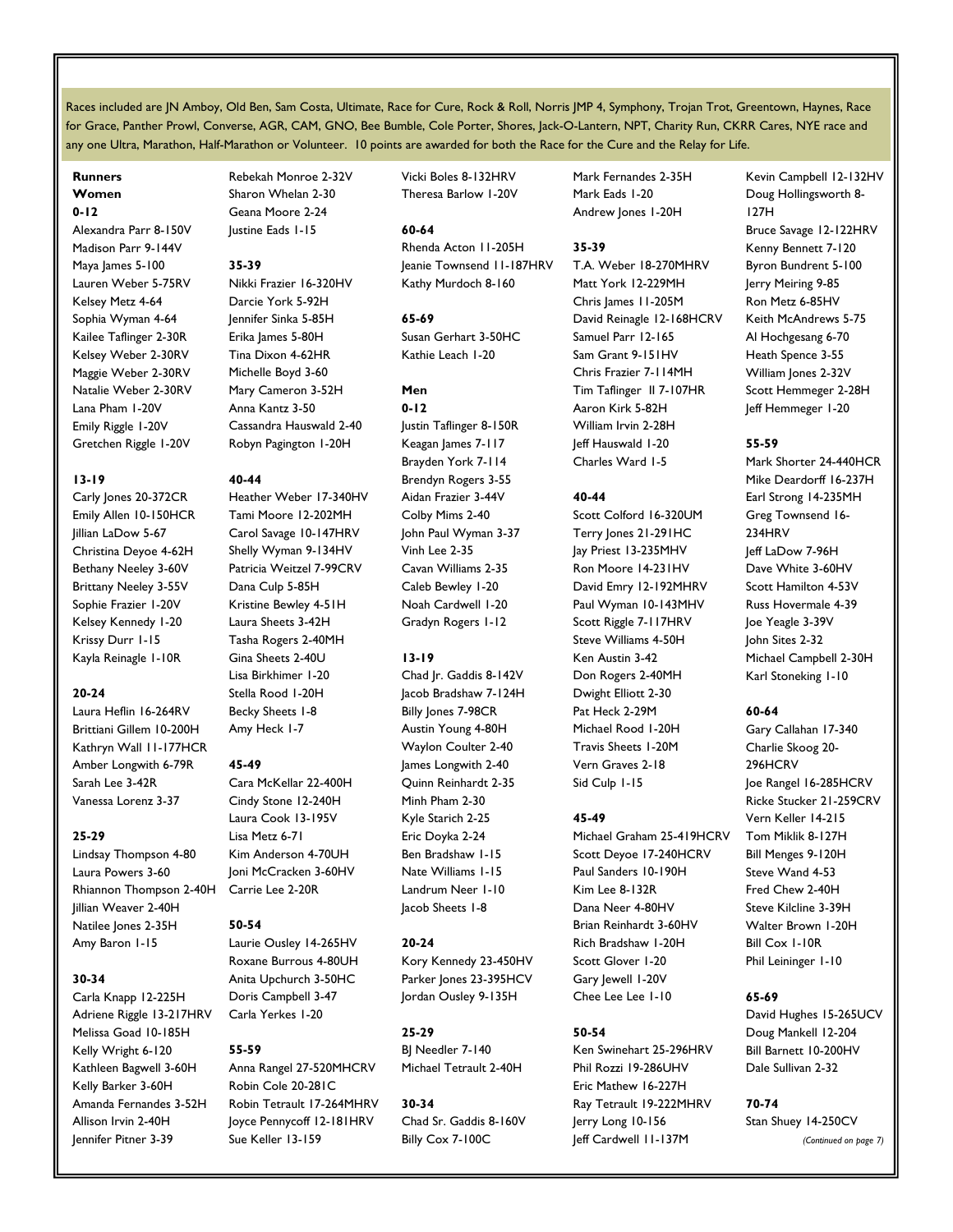Races included are JN Amboy, Old Ben, Sam Costa, Ultimate, Race for Cure, Rock & Roll, Norris JMP 4, Symphony, Trojan Trot, Greentown, Haynes, Race for Grace, Panther Prowl, Converse, AGR, CAM, GNO, Bee Bumble, Cole Porter, Shores, Jack-O-Lantern, NPT, Charity Run, CKRR Cares, NYE race and any one Ultra, Marathon, Half-Marathon or Volunteer. 10 points are awarded for both the Race for the Cure and the Relay for Life.

**Runners**

**Women**

**0-12**

Alexandra Parr 8-150V
Madison Parr 9-144V
Maya James 5-100
Lauren Weber 5-75RV
Kelsey Metz 4-64
Sophia Wyman 4-64
Kailee Taflinger 2-30R
Kelsey Weber 2-30RV
Maggie Weber 2-30RV
Natalie Weber 2-30RV
Lana Pham 1-20V
Emily Riggle 1-20V
Gretchen Riggle 1-20V

**13-19**

Carly Jones 20-372CR
Emily Allen 10-150HCR
Jillian LaDow 5-67
Christina Deyoe 4-62H
Bethany Neeley 3-60V
Brittany Neeley 3-55V
Sophie Frazier 1-20V
Kelsey Kennedy 1-20
Krissy Durr 1-15
Kayla Reinagle 1-10R

**20-24**

Laura Heflin 16-264RV
Brittiani Gillem 10-200H
Kathryn Wall 11-177HCR
Amber Longwith 6-79R
Sarah Lee 3-42R
Vanessa Lorenz 3-37

**25-29**

Lindsay Thompson 4-80
Laura Powers 3-60
Rhiannon Thompson 2-40H
Jillian Weaver 2-40H
Natilee Jones 2-35H
Amy Baron 1-15

**30-34**

Carla Knapp 12-225H
Adriene Riggle 13-217HRV
Melissa Goad 10-185H
Kelly Wright 6-120
Kathleen Bagwell 3-60H
Kelly Barker 3-60H
Amanda Fernandes 3-52H
Allison Irvin 2-40H
Jennifer Pitner 3-39
Rebekah Monroe 2-32V
Sharon Whelan 2-30
Geana Moore 2-24
Justine Eads 1-15

**35-39**

Nikki Frazier 16-320HV
Darcie York 5-92H
Jennifer Sinka 5-85H
Erika James 5-80H
Tina Dixon 4-62HR
Michelle Boyd 3-60
Mary Cameron 3-52H
Anna Kantz 3-50
Cassandra Hauswald 2-40
Robyn Pagington 1-20H

**40-44**

Heather Weber 17-340HV
Tami Moore 12-202MH
Carol Savage 10-147HRV
Shelly Wyman 9-134HV
Patricia Weitzel 7-99CRV
Dana Culp 5-85H
Kristine Bewley 4-51H
Laura Sheets 3-42H
Tasha Rogers 2-40MH
Gina Sheets 2-40U
Lisa Birkhimer 1-20
Stella Rood 1-20H
Becky Sheets 1-8
Amy Heck 1-7

**45-49**

Cara McKellar 22-400H
Cindy Stone 12-240H
Laura Cook 13-195V
Lisa Metz 6-71
Kim Anderson 4-70UH
Joni McCracken 3-60HV
Carrie Lee 2-20R

**50-54**

Laurie Ousley 14-265HV
Roxane Burrous 4-80UH
Anita Upchurch 3-50HC
Doris Campbell 3-47
Carla Yerkes 1-20

**55-59**

Anna Rangel 27-520MHCRV
Robin Cole 20-281C
Robin Tetrault 17-264MHRV
Joyce Pennycoff 12-181HRV
Sue Keller 13-159
Vicki Boles 8-132HRV
Theresa Barlow 1-20V

**60-64**

Rhenda Acton 11-205H
Jeanie Townsend 11-187HRV
Kathy Murdoch 8-160

**65-69**

Susan Gerhart 3-50HC
Kathie Leach 1-20

**Men**

**0-12**

Justin Taflinger 8-150R
Keagan James 7-117
Brayden York 7-114
Brendyn Rogers 3-55
Aidan Frazier 3-44V
Colby Mims 2-40
John Paul Wyman 3-37
Vinh Lee 2-35
Cavan Williams 2-35
Caleb Bewley 1-20
Noah Cardwell 1-20
Gradyn Rogers 1-12

**13-19**

Chad Jr. Gaddis 8-142V
Jacob Bradshaw 7-124H
Billy Jones 7-98CR
Austin Young 4-80H
Waylon Coulter 2-40
James Longwith 2-40
Quinn Reinhardt 2-35
Minh Pham 2-30
Kyle Starich 2-25
Eric Doyka 2-24
Ben Bradshaw 1-15
Nate Williams 1-15
Landrum Neer 1-10
Jacob Sheets 1-8

**20-24**

Kory Kennedy 23-450HV
Parker Jones 23-395HCV
Jordan Ousley 9-135H

**25-29**

BJ Needler 7-140
Michael Tetrault 2-40H

**30-34**

Chad Sr. Gaddis 8-160V
Billy Cox 7-100C
Mark Fernandes 2-35H
Mark Eads 1-20
Andrew Jones 1-20H

**35-39**

T.A. Weber 18-270MHRV
Matt York 12-229MH
Chris James 11-205M
David Reinagle 12-168HCRV
Samuel Parr 12-165
Sam Grant 9-151HV
Chris Frazier 7-114MH
Tim Taflinger II 7-107HR
Aaron Kirk 5-82H
William Irvin 2-28H
Jeff Hauswald 1-20
Charles Ward 1-5

**40-44**

Scott Colford 16-320UM
Terry Jones 21-291HC
Jay Priest 13-235MHV
Ron Moore 14-231HV
David Emry 12-192MHRV
Paul Wyman 10-143MHV
Scott Riggle 7-117HRV
Steve Williams 4-50H
Ken Austin 3-42
Don Rogers 2-40MH
Dwight Elliott 2-30
Pat Heck 2-29M
Michael Rood 1-20H
Travis Sheets 1-20M
Vern Graves 2-18
Sid Culp 1-15

**45-49**

Michael Graham 25-419HCRV
Scott Deyoe 17-240HCRV
Paul Sanders 10-190H
Kim Lee 8-132R
Dana Neer 4-80HV
Brian Reinhardt 3-60HV
Rich Bradshaw 1-20H
Scott Glover 1-20
Gary Jewell 1-20V
Chee Lee Lee 1-10

**50-54**

Ken Swinehart 25-296HRV
Phil Rozzi 19-286UHV
Eric Mathew 16-227H
Ray Tetrault 19-222MHRV
Jerry Long 10-156
Jeff Cardwell 11-137M
Kevin Campbell 12-132HV
Doug Hollingsworth 8-127H
Bruce Savage 12-122HRV
Kenny Bennett 7-120
Byron Bundrent 5-100
Jerry Meiring 9-85
Ron Metz 6-85HV
Keith McAndrews 5-75
Al Hochgesang 6-70
Heath Spence 3-55
William Jones 2-32V
Scott Hemmeger 2-28H
Jeff Hemmeger 1-20

**55-59**

Mark Shorter 24-440HCR
Mike Deardorff 16-237H
Earl Strong 14-235MH
Greg Townsend 16-234HRV
Jeff LaDow 7-96H
Dave White 3-60HV
Scott Hamilton 4-53V
Russ Hovermale 4-39
Joe Yeagle 3-39V
John Sites 2-32
Michael Campbell 2-30H
Karl Stoneking 1-10

**60-64**

Gary Callahan 17-340
Charlie Skoog 20-296HCRV
Joe Rangel 16-285HCRV
Ricke Stucker 21-259CRV
Vern Keller 14-215
Tom Miklik 8-127H
Bill Menges 9-120H
Steve Wand 4-53
Fred Chew 2-40H
Steve Kilcline 3-39H
Walter Brown 1-20H
Bill Cox 1-10R
Phil Leininger 1-10

**65-69**

David Hughes 15-265UCV
Doug Mankell 12-204
Bill Barnett 10-200HV
Dale Sullivan 2-32

**70-74**

Stan Shuey 14-250CV

*(Continued on page 7)*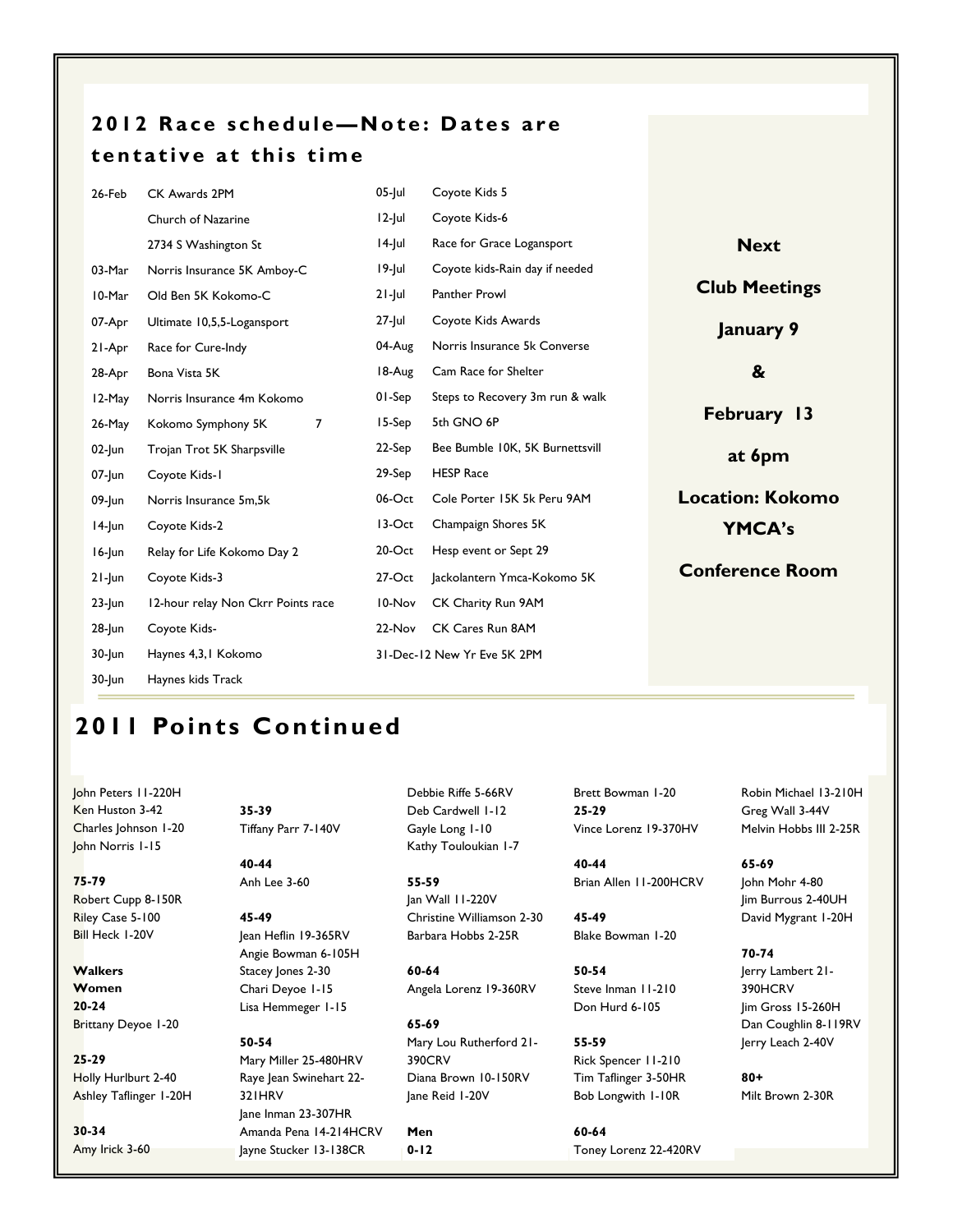## 2012 Race schedule—Note: Dates are tentative at this time

| Date | Event | Date | Event |
|---|---|---|---|
| 26-Feb | CK Awards 2PM | 05-Jul | Coyote Kids 5 |
| | Church of Nazarine | 12-Jul | Coyote Kids-6 |
| | 2734 S Washington St | 14-Jul | Race for Grace Logansport |
| 03-Mar | Norris Insurance 5K Amboy-C | 19-Jul | Coyote kids-Rain day if needed |
| 10-Mar | Old Ben 5K Kokomo-C | 21-Jul | Panther Prowl |
| 07-Apr | Ultimate 10,5,5-Logansport | 27-Jul | Coyote Kids Awards |
| 21-Apr | Race for Cure-Indy | 04-Aug | Norris Insurance 5k Converse |
| 28-Apr | Bona Vista 5K | 18-Aug | Cam Race for Shelter |
| 12-May | Norris Insurance 4m Kokomo | 01-Sep | Steps to Recovery 3m run & walk |
| 26-May | Kokomo Symphony 5K 7 | 15-Sep | 5th GNO 6P |
| 02-Jun | Trojan Trot 5K Sharpsville | 22-Sep | Bee Bumble 10K, 5K Burnettsvill |
| 07-Jun | Coyote Kids-1 | 29-Sep | HESP Race |
| 09-Jun | Norris Insurance 5m,5k | 06-Oct | Cole Porter 15K 5k Peru 9AM |
| 14-Jun | Coyote Kids-2 | 13-Oct | Champaign Shores 5K |
| 16-Jun | Relay for Life Kokomo Day 2 | 20-Oct | Hesp event or Sept 29 |
| 21-Jun | Coyote Kids-3 | 27-Oct | Jackolantern Ymca-Kokomo 5K |
| 23-Jun | 12-hour relay Non Ckrr Points race | 10-Nov | CK Charity Run 9AM |
| 28-Jun | Coyote Kids- | 22-Nov | CK Cares Run 8AM |
| 30-Jun | Haynes 4,3,1 Kokomo | 31-Dec-12 | New Yr Eve 5K 2PM |
| 30-Jun | Haynes kids Track | | |

**Next Club Meetings**

**January 9 & February 13 at 6pm**

**Location: Kokomo YMCA's Conference Room**

## 2011 Points Continued

John Peters 11-220H
Ken Huston 3-42
Charles Johnson 1-20
John Norris 1-15

**75-79**
Robert Cupp 8-150R
Riley Case 5-100
Bill Heck 1-20V

**Walkers**
**Women**
**20-24**
Brittany Deyoe 1-20

**25-29**
Holly Hurlburt 2-40
Ashley Taflinger 1-20H

**30-34**
Amy Irick 3-60

**35-39**
Tiffany Parr 7-140V

**40-44**
Anh Lee 3-60

**45-49**
Jean Heflin 19-365RV
Angie Bowman 6-105H
Stacey Jones 2-30
Chari Deyoe 1-15
Lisa Hemmeger 1-15

**50-54**
Mary Miller 25-480HRV
Raye Jean Swinehart 22-321HRV
Jane Inman 23-307HR
Amanda Pena 14-214HCRV
Jayne Stucker 13-138CR

Debbie Riffe 5-66RV
Deb Cardwell 1-12
Gayle Long 1-10
Kathy Touloukian 1-7

**55-59**
Jan Wall 11-220V
Christine Williamson 2-30
Barbara Hobbs 2-25R

**60-64**
Angela Lorenz 19-360RV

**65-69**
Mary Lou Rutherford 21-390CRV
Diana Brown 10-150RV
Jane Reid 1-20V

**Men**
**0-12**
Brett Bowman 1-20

**25-29**
Vince Lorenz 19-370HV

**40-44**
Brian Allen 11-200HCRV

**45-49**
Blake Bowman 1-20

**50-54**
Steve Inman 11-210
Don Hurd 6-105

**55-59**
Rick Spencer 11-210
Tim Taflinger 3-50HR
Bob Longwith 1-10R

**60-64**
Toney Lorenz 22-420RV
Robin Michael 13-210H
Greg Wall 3-44V
Melvin Hobbs III 2-25R

**65-69**
John Mohr 4-80
Jim Burrous 2-40UH
David Mygrant 1-20H

**70-74**
Jerry Lambert 21-390HCRV
Jim Gross 15-260H
Dan Coughlin 8-119RV
Jerry Leach 2-40V

**80+**
Milt Brown 2-30R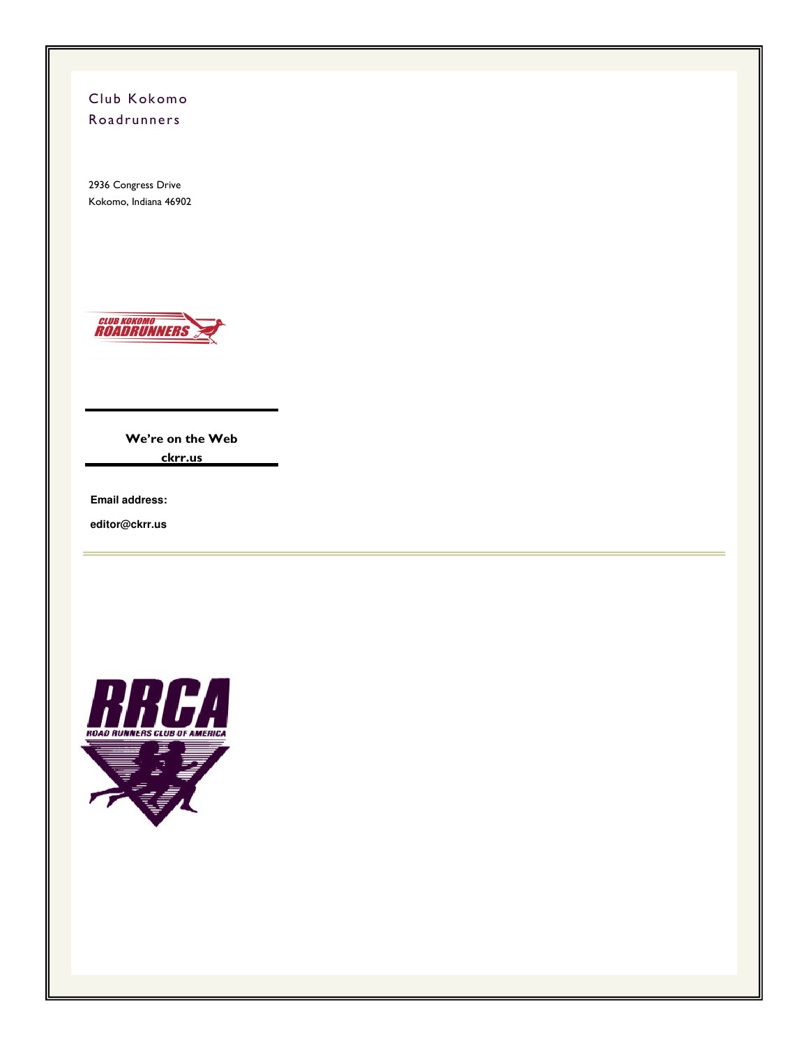Club Kokomo Roadrunners

2936 Congress Drive
Kokomo, Indiana 46902

**We're on the Web**
**ckrr.us**

**Email address:**

**editor@ckrr.us**